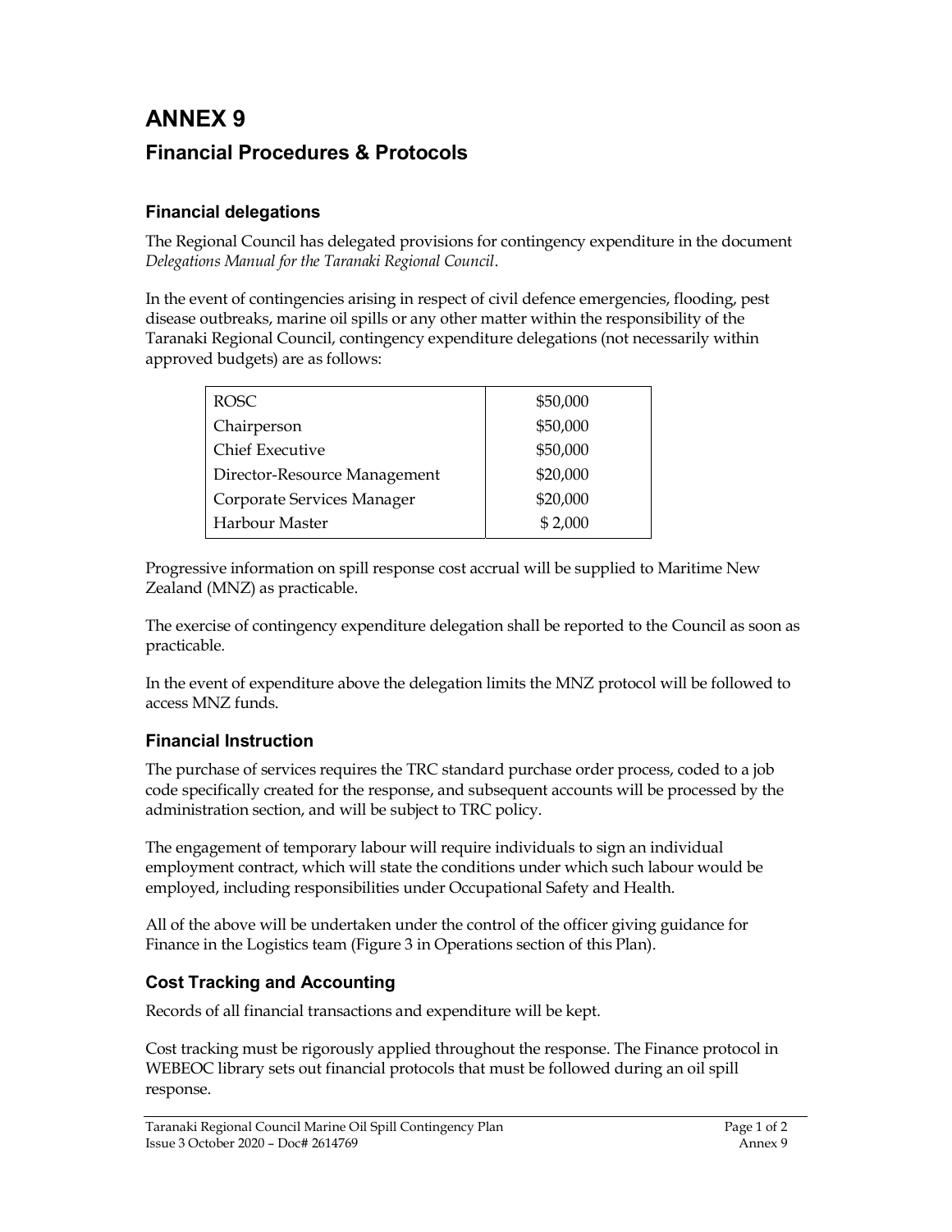# ANNEX 9

## Financial Procedures & Protocols

### Financial delegations

The Regional Council has delegated provisions for contingency expenditure in the document *Delegations Manual for the Taranaki Regional Council*.

In the event of contingencies arising in respect of civil defence emergencies, flooding, pest disease outbreaks, marine oil spills or any other matter within the responsibility of the Taranaki Regional Council, contingency expenditure delegations (not necessarily within approved budgets) are as follows:

| | |
|---|---|
| ROSC | $50,000 |
| Chairperson | $50,000 |
| Chief Executive | $50,000 |
| Director-Resource Management | $20,000 |
| Corporate Services Manager | $20,000 |
| Harbour Master | $ 2,000 |

Progressive information on spill response cost accrual will be supplied to Maritime New Zealand (MNZ) as practicable.

The exercise of contingency expenditure delegation shall be reported to the Council as soon as practicable.

In the event of expenditure above the delegation limits the MNZ protocol will be followed to access MNZ funds.

### Financial Instruction

The purchase of services requires the TRC standard purchase order process, coded to a job code specifically created for the response, and subsequent accounts will be processed by the administration section, and will be subject to TRC policy.

The engagement of temporary labour will require individuals to sign an individual employment contract, which will state the conditions under which such labour would be employed, including responsibilities under Occupational Safety and Health.

All of the above will be undertaken under the control of the officer giving guidance for Finance in the Logistics team (Figure 3 in Operations section of this Plan).

### Cost Tracking and Accounting

Records of all financial transactions and expenditure will be kept.

Cost tracking must be rigorously applied throughout the response. The Finance protocol in WEBEOC library sets out financial protocols that must be followed during an oil spill response.